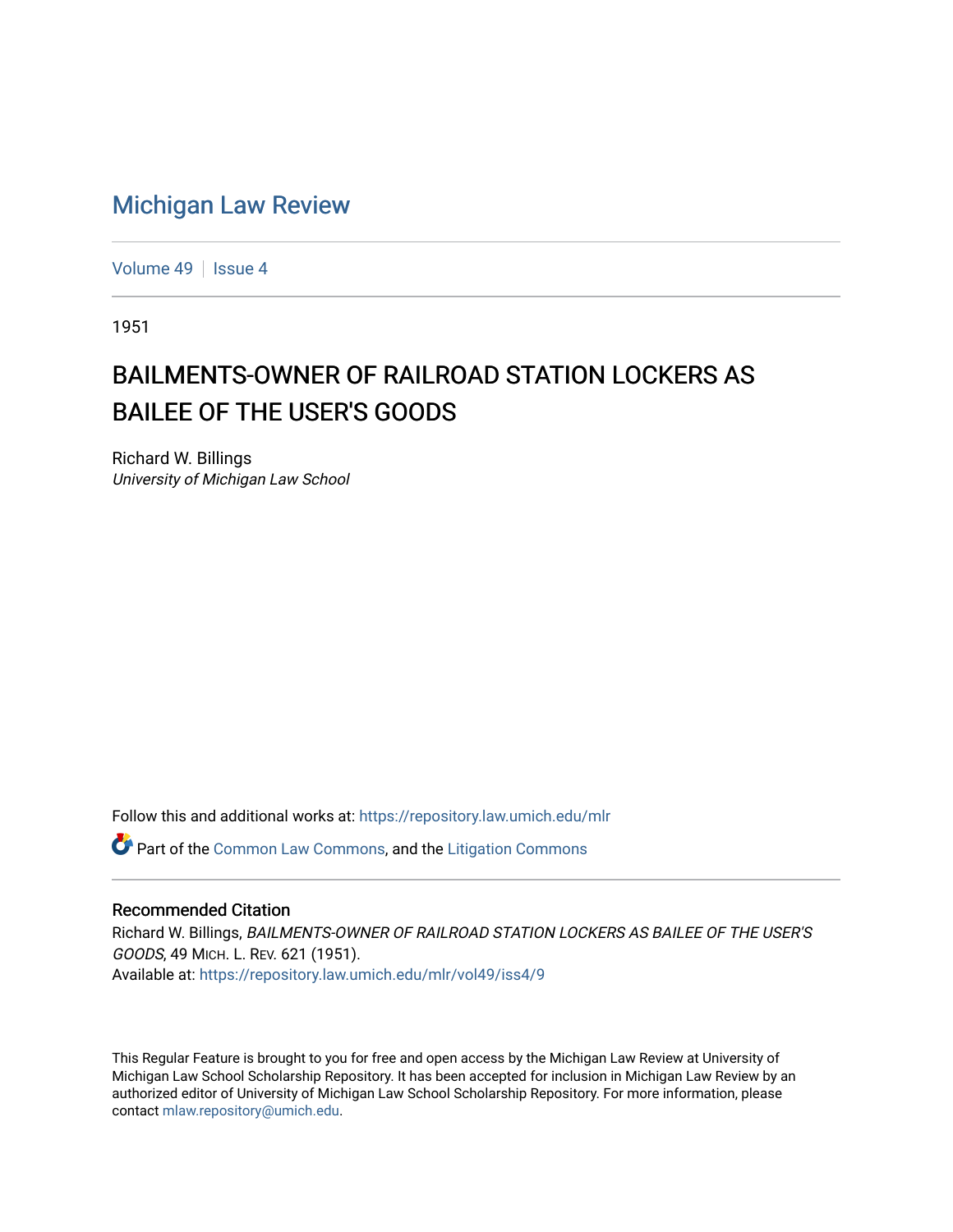# Michigan Law Review

Volume 49 | Issue 4

1951

## BAILMENTS-OWNER OF RAILROAD STATION LOCKERS AS BAILEE OF THE USER'S GOODS

Richard W. Billings
*University of Michigan Law School*

Follow this and additional works at: https://repository.law.umich.edu/mlr

Part of the Common Law Commons, and the Litigation Commons

### Recommended Citation

Richard W. Billings, *BAILMENTS-OWNER OF RAILROAD STATION LOCKERS AS BAILEE OF THE USER'S GOODS*, 49 MICH. L. REV. 621 (1951).
Available at: https://repository.law.umich.edu/mlr/vol49/iss4/9

This Regular Feature is brought to you for free and open access by the Michigan Law Review at University of Michigan Law School Scholarship Repository. It has been accepted for inclusion in Michigan Law Review by an authorized editor of University of Michigan Law School Scholarship Repository. For more information, please contact mlaw.repository@umich.edu.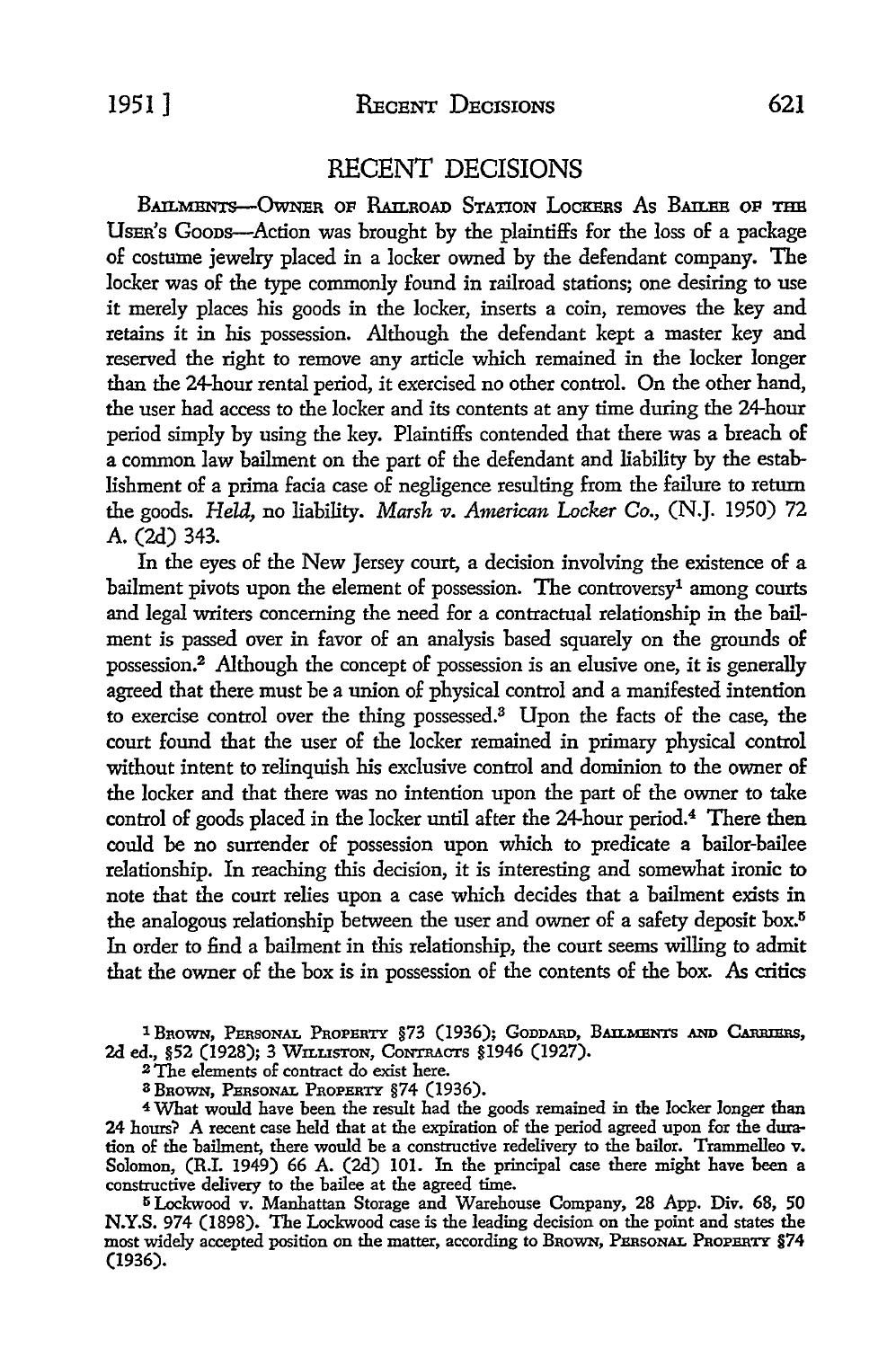# RECENT DECISIONS

BAILMENTS—OWNER OF RAILROAD STATION LOCKERS AS BAILEE OF THE USER'S GOODS—Action was brought by the plaintiffs for the loss of a package of costume jewelry placed in a locker owned by the defendant company. The locker was of the type commonly found in railroad stations; one desiring to use it merely places his goods in the locker, inserts a coin, removes the key and retains it in his possession. Although the defendant kept a master key and reserved the right to remove any article which remained in the locker longer than the 24-hour rental period, it exercised no other control. On the other hand, the user had access to the locker and its contents at any time during the 24-hour period simply by using the key. Plaintiffs contended that there was a breach of a common law bailment on the part of the defendant and liability by the establishment of a prima facia case of negligence resulting from the failure to return the goods. *Held,* no liability. *Marsh v. American Locker Co.,* (N.J. 1950) 72 A. (2d) 343.

In the eyes of the New Jersey court, a decision involving the existence of a bailment pivots upon the element of possession. The controversy[1] among courts and legal writers concerning the need for a contractual relationship in the bailment is passed over in favor of an analysis based squarely on the grounds of possession.[2] Although the concept of possession is an elusive one, it is generally agreed that there must be a union of physical control and a manifested intention to exercise control over the thing possessed.[3] Upon the facts of the case, the court found that the user of the locker remained in primary physical control without intent to relinquish his exclusive control and dominion to the owner of the locker and that there was no intention upon the part of the owner to take control of goods placed in the locker until after the 24-hour period.[4] There then could be no surrender of possession upon which to predicate a bailor-bailee relationship. In reaching this decision, it is interesting and somewhat ironic to note that the court relies upon a case which decides that a bailment exists in the analogous relationship between the user and owner of a safety deposit box.[5] In order to find a bailment in this relationship, the court seems willing to admit that the owner of the box is in possession of the contents of the box. As critics

---

[1] BROWN, PERSONAL PROPERTY §73 (1936); GODDARD, BAILMENTS AND CARRIERS, 2d ed., §52 (1928); 3 WILLISTON, CONTRACTS §1946 (1927).

[2] The elements of contract do exist here.

[3] BROWN, PERSONAL PROPERTY §74 (1936).

[4] What would have been the result had the goods remained in the locker longer than 24 hours? A recent case held that at the expiration of the period agreed upon for the duration of the bailment, there would be a constructive redelivery to the bailor. Trammelleo v. Solomon, (R.I. 1949) 66 A. (2d) 101. In the principal case there might have been a constructive delivery to the bailee at the agreed time.

[5] Lockwood v. Manhattan Storage and Warehouse Company, 28 App. Div. 68, 50 N.Y.S. 974 (1898). The Lockwood case is the leading decision on the point and states the most widely accepted position on the matter, according to BROWN, PERSONAL PROPERTY §74 (1936).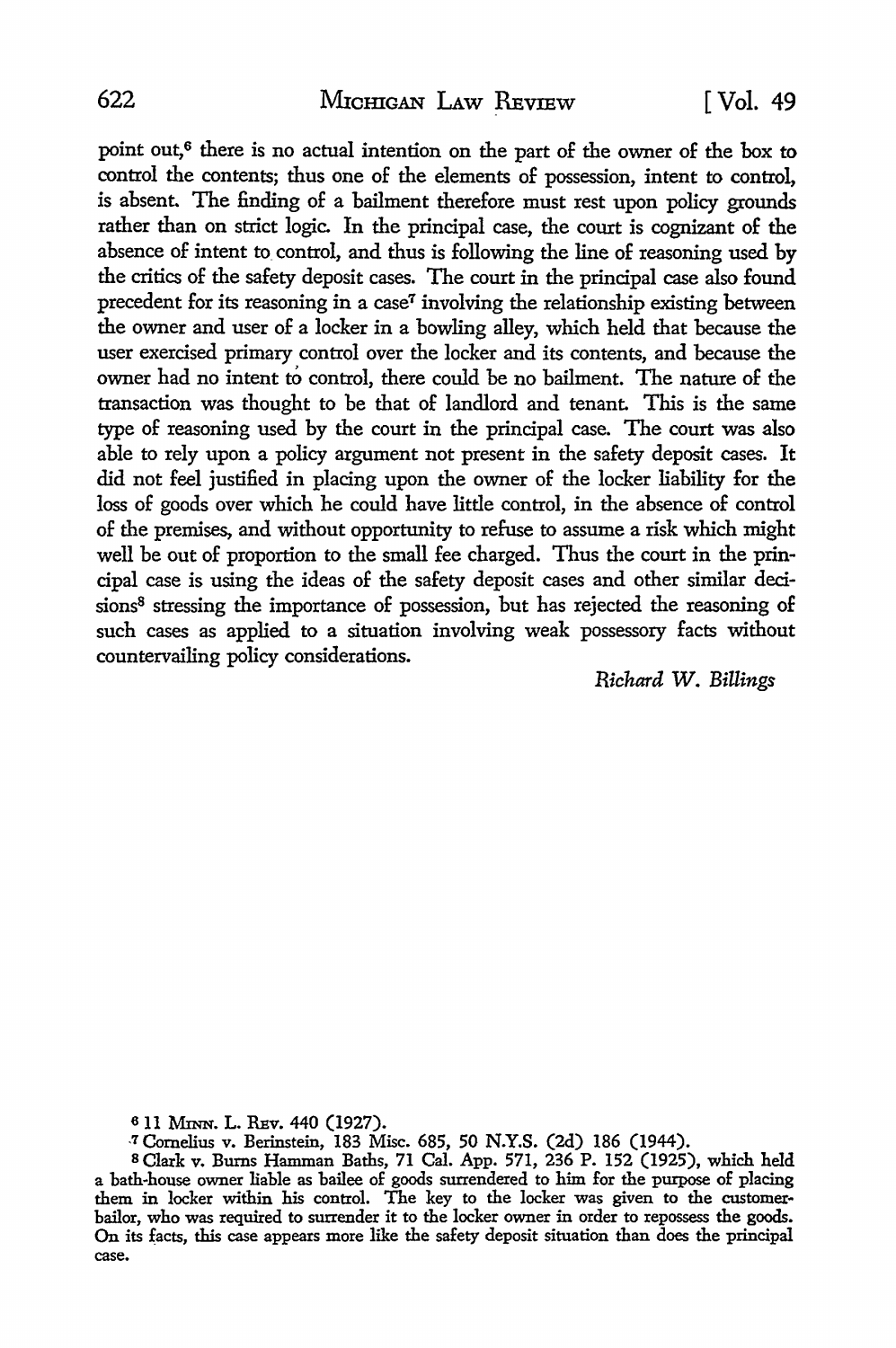point out,[6] there is no actual intention on the part of the owner of the box to control the contents; thus one of the elements of possession, intent to control, is absent. The finding of a bailment therefore must rest upon policy grounds rather than on strict logic. In the principal case, the court is cognizant of the absence of intent to control, and thus is following the line of reasoning used by the critics of the safety deposit cases. The court in the principal case also found precedent for its reasoning in a case[7] involving the relationship existing between the owner and user of a locker in a bowling alley, which held that because the user exercised primary control over the locker and its contents, and because the owner had no intent to control, there could be no bailment. The nature of the transaction was thought to be that of landlord and tenant. This is the same type of reasoning used by the court in the principal case. The court was also able to rely upon a policy argument not present in the safety deposit cases. It did not feel justified in placing upon the owner of the locker liability for the loss of goods over which he could have little control, in the absence of control of the premises, and without opportunity to refuse to assume a risk which might well be out of proportion to the small fee charged. Thus the court in the principal case is using the ideas of the safety deposit cases and other similar decisions[8] stressing the importance of possession, but has rejected the reasoning of such cases as applied to a situation involving weak possessory facts without countervailing policy considerations.

*Richard W. Billings*

---

[6] 11 MINN. L. REV. 440 (1927).

[7] Cornelius v. Berinstein, 183 Misc. 685, 50 N.Y.S. (2d) 186 (1944).

[8] Clark v. Burns Hamman Baths, 71 Cal. App. 571, 236 P. 152 (1925), which held a bath-house owner liable as bailee of goods surrendered to him for the purpose of placing them in locker within his control. The key to the locker was given to the customer-bailor, who was required to surrender it to the locker owner in order to repossess the goods. On its facts, this case appears more like the safety deposit situation than does the principal case.